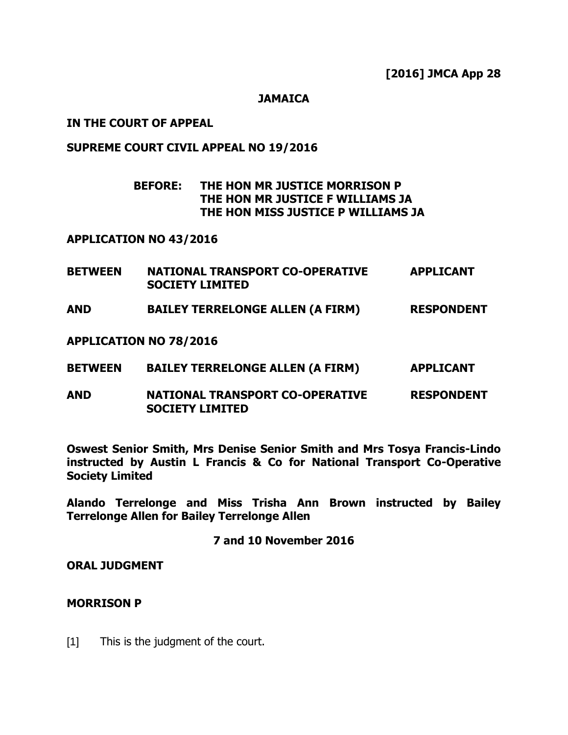**[2016] JMCA App 28**

**JAMAICA**

**IN THE COURT OF APPEAL**

**SUPREME COURT CIVIL APPEAL NO 19/2016**

**BEFORE: THE HON MR JUSTICE MORRISON P**
**THE HON MR JUSTICE F WILLIAMS JA**
**THE HON MISS JUSTICE P WILLIAMS JA**

**APPLICATION NO 43/2016**

| | | |
|---|---|---|
| **BETWEEN** | **NATIONAL TRANSPORT CO-OPERATIVE SOCIETY LIMITED** | **APPLICANT** |
| **AND** | **BAILEY TERRELONGE ALLEN (A FIRM)** | **RESPONDENT** |

**APPLICATION NO 78/2016**

| | | |
|---|---|---|
| **BETWEEN** | **BAILEY TERRELONGE ALLEN (A FIRM)** | **APPLICANT** |
| **AND** | **NATIONAL TRANSPORT CO-OPERATIVE SOCIETY LIMITED** | **RESPONDENT** |

**Oswest Senior Smith, Mrs Denise Senior Smith and Mrs Tosya Francis-Lindo instructed by Austin L Francis & Co for National Transport Co-Operative Society Limited**

**Alando Terrelonge and Miss Trisha Ann Brown instructed by Bailey Terrelonge Allen for Bailey Terrelonge Allen**

**7 and 10 November 2016**

**ORAL JUDGMENT**

**MORRISON P**

[1] This is the judgment of the court.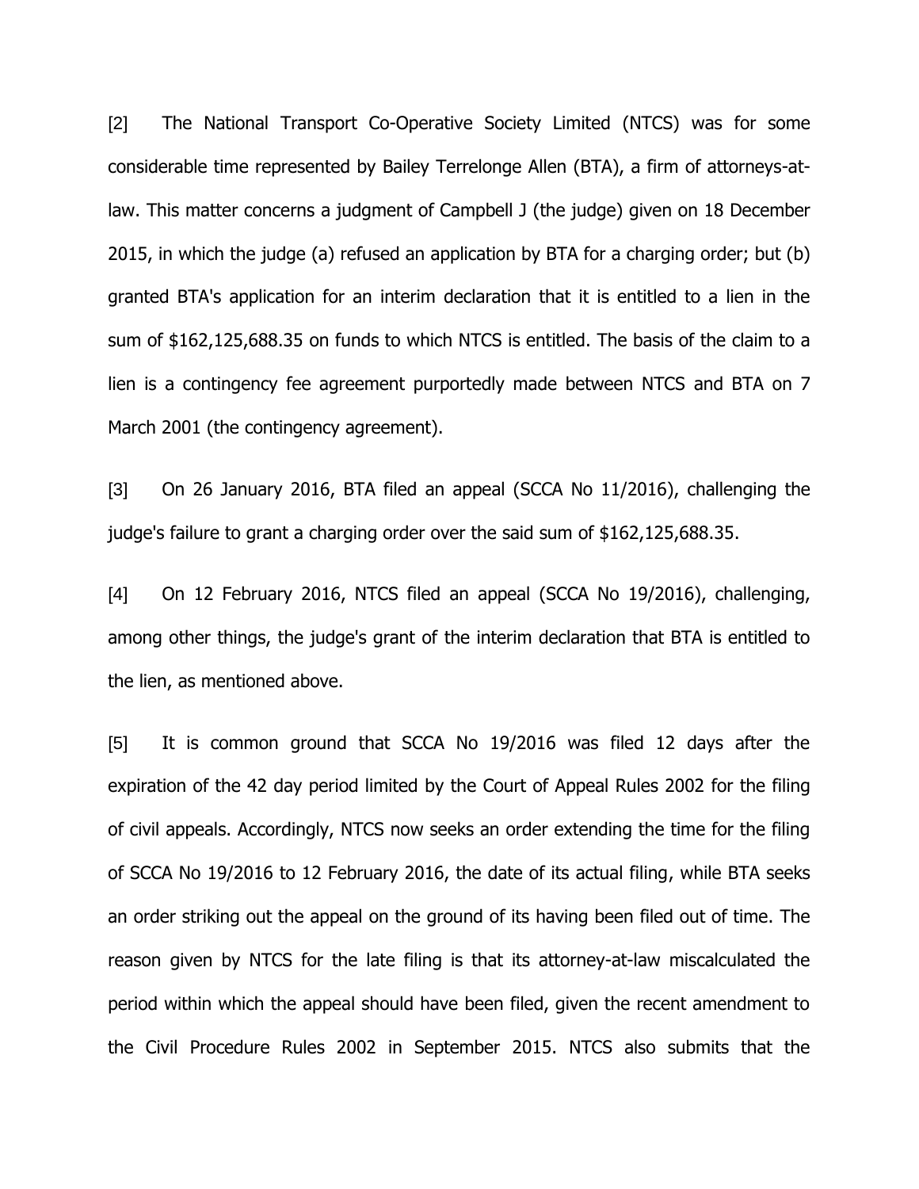[2] The National Transport Co-Operative Society Limited (NTCS) was for some considerable time represented by Bailey Terrelonge Allen (BTA), a firm of attorneys-at-law. This matter concerns a judgment of Campbell J (the judge) given on 18 December 2015, in which the judge (a) refused an application by BTA for a charging order; but (b) granted BTA's application for an interim declaration that it is entitled to a lien in the sum of $162,125,688.35 on funds to which NTCS is entitled. The basis of the claim to a lien is a contingency fee agreement purportedly made between NTCS and BTA on 7 March 2001 (the contingency agreement).

[3] On 26 January 2016, BTA filed an appeal (SCCA No 11/2016), challenging the judge's failure to grant a charging order over the said sum of $162,125,688.35.

[4] On 12 February 2016, NTCS filed an appeal (SCCA No 19/2016), challenging, among other things, the judge's grant of the interim declaration that BTA is entitled to the lien, as mentioned above.

[5] It is common ground that SCCA No 19/2016 was filed 12 days after the expiration of the 42 day period limited by the Court of Appeal Rules 2002 for the filing of civil appeals. Accordingly, NTCS now seeks an order extending the time for the filing of SCCA No 19/2016 to 12 February 2016, the date of its actual filing, while BTA seeks an order striking out the appeal on the ground of its having been filed out of time. The reason given by NTCS for the late filing is that its attorney-at-law miscalculated the period within which the appeal should have been filed, given the recent amendment to the Civil Procedure Rules 2002 in September 2015. NTCS also submits that the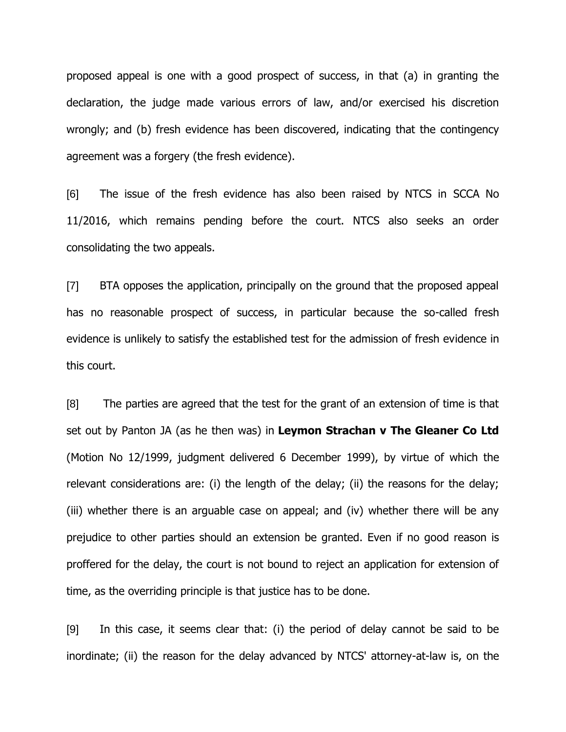proposed appeal is one with a good prospect of success, in that (a) in granting the declaration, the judge made various errors of law, and/or exercised his discretion wrongly; and (b) fresh evidence has been discovered, indicating that the contingency agreement was a forgery (the fresh evidence).

[6] The issue of the fresh evidence has also been raised by NTCS in SCCA No 11/2016, which remains pending before the court. NTCS also seeks an order consolidating the two appeals.

[7] BTA opposes the application, principally on the ground that the proposed appeal has no reasonable prospect of success, in particular because the so-called fresh evidence is unlikely to satisfy the established test for the admission of fresh evidence in this court.

[8] The parties are agreed that the test for the grant of an extension of time is that set out by Panton JA (as he then was) in **Leymon Strachan v The Gleaner Co Ltd** (Motion No 12/1999, judgment delivered 6 December 1999), by virtue of which the relevant considerations are: (i) the length of the delay; (ii) the reasons for the delay; (iii) whether there is an arguable case on appeal; and (iv) whether there will be any prejudice to other parties should an extension be granted. Even if no good reason is proffered for the delay, the court is not bound to reject an application for extension of time, as the overriding principle is that justice has to be done.

[9] In this case, it seems clear that: (i) the period of delay cannot be said to be inordinate; (ii) the reason for the delay advanced by NTCS' attorney-at-law is, on the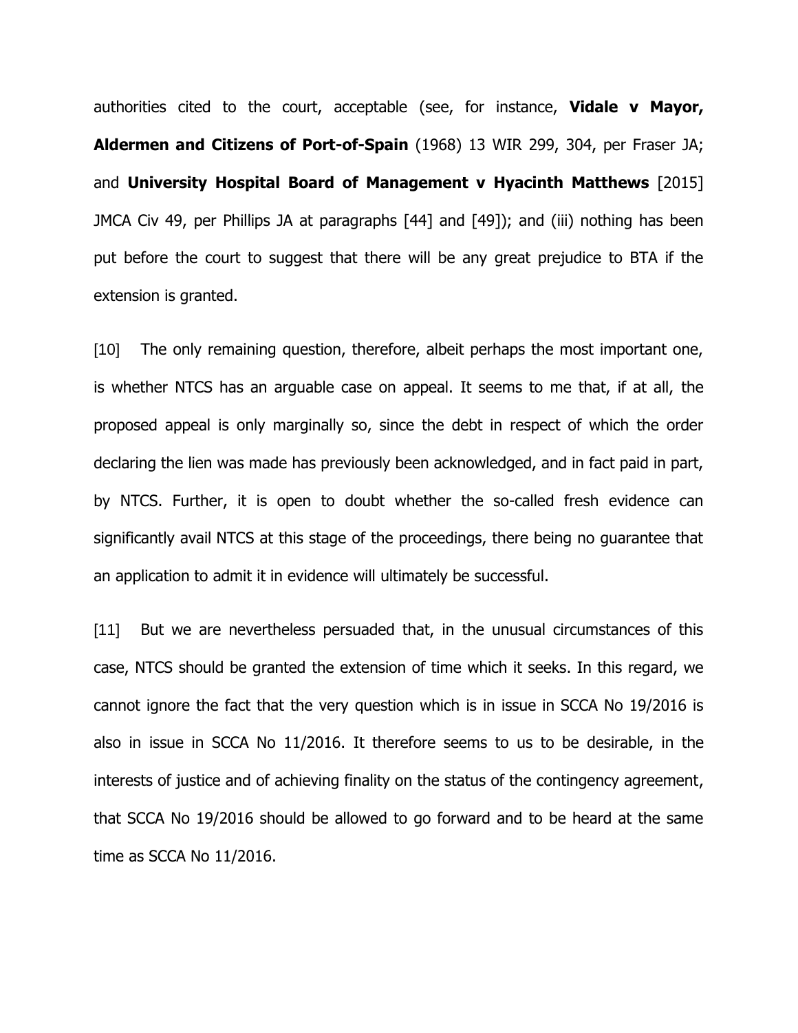authorities cited to the court, acceptable (see, for instance, **Vidale v Mayor, Aldermen and Citizens of Port-of-Spain** (1968) 13 WIR 299, 304, per Fraser JA; and **University Hospital Board of Management v Hyacinth Matthews** [2015] JMCA Civ 49, per Phillips JA at paragraphs [44] and [49]); and (iii) nothing has been put before the court to suggest that there will be any great prejudice to BTA if the extension is granted.

[10] The only remaining question, therefore, albeit perhaps the most important one, is whether NTCS has an arguable case on appeal. It seems to me that, if at all, the proposed appeal is only marginally so, since the debt in respect of which the order declaring the lien was made has previously been acknowledged, and in fact paid in part, by NTCS. Further, it is open to doubt whether the so-called fresh evidence can significantly avail NTCS at this stage of the proceedings, there being no guarantee that an application to admit it in evidence will ultimately be successful.

[11] But we are nevertheless persuaded that, in the unusual circumstances of this case, NTCS should be granted the extension of time which it seeks. In this regard, we cannot ignore the fact that the very question which is in issue in SCCA No 19/2016 is also in issue in SCCA No 11/2016. It therefore seems to us to be desirable, in the interests of justice and of achieving finality on the status of the contingency agreement, that SCCA No 19/2016 should be allowed to go forward and to be heard at the same time as SCCA No 11/2016.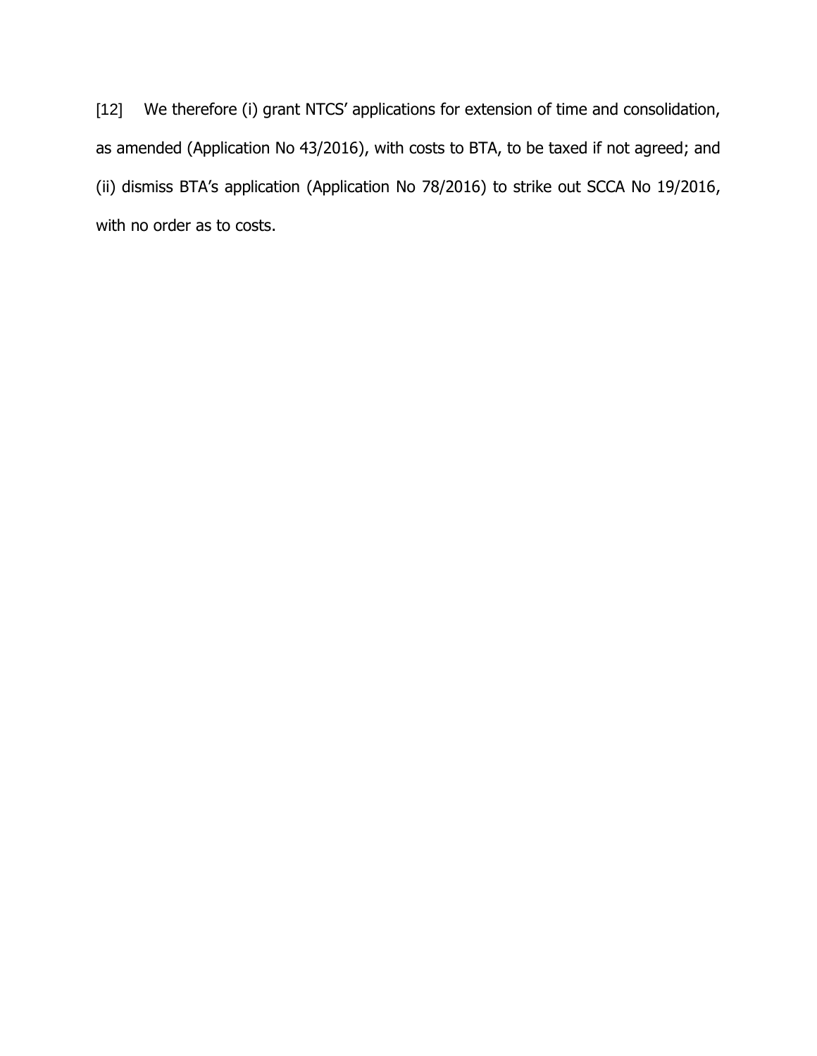[12] We therefore (i) grant NTCS' applications for extension of time and consolidation, as amended (Application No 43/2016), with costs to BTA, to be taxed if not agreed; and (ii) dismiss BTA's application (Application No 78/2016) to strike out SCCA No 19/2016, with no order as to costs.